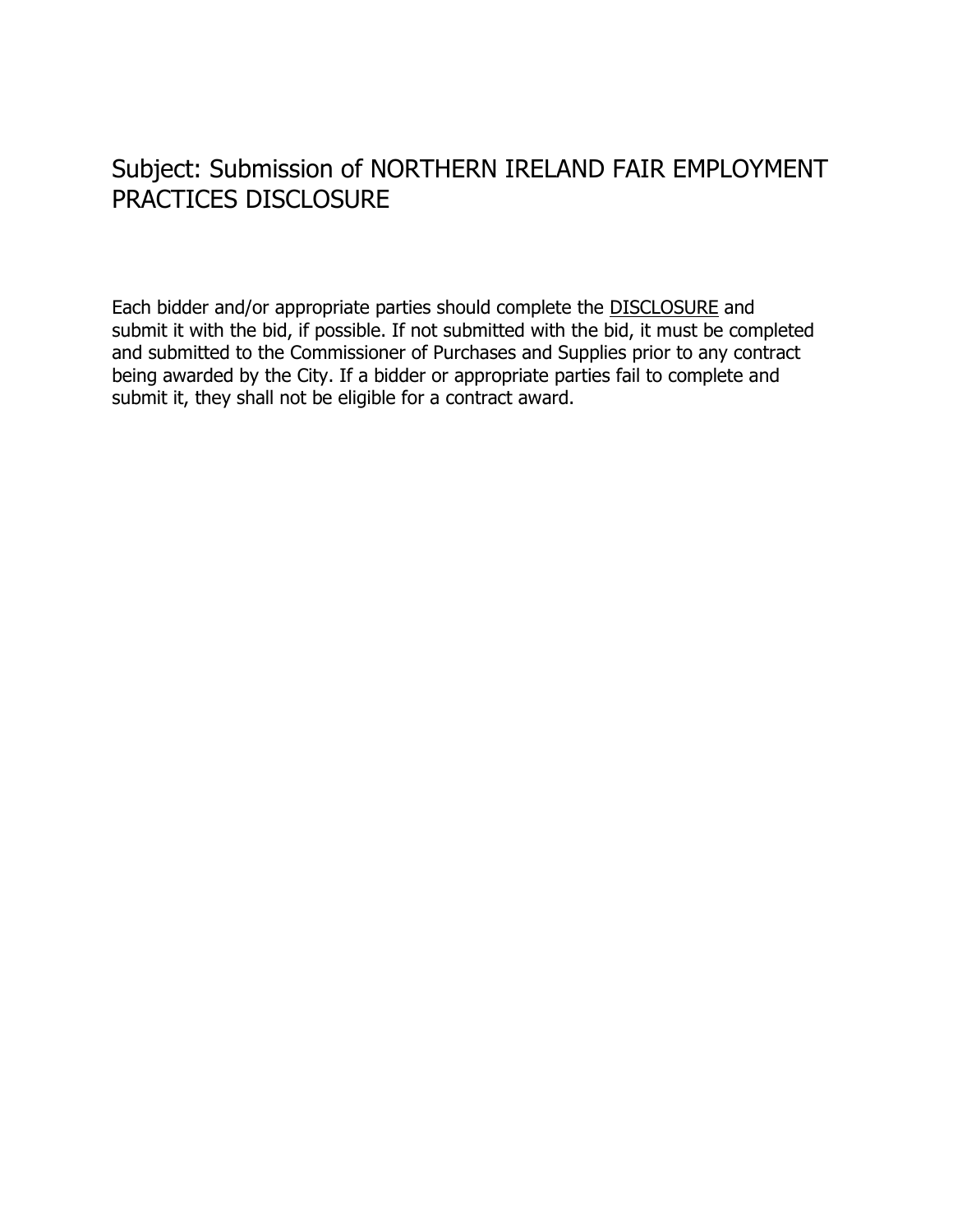# Subject: Submission of NORTHERN IRELAND FAIR EMPLOYMENT PRACTICES DISCLOSURE

Each bidder and/or appropriate parties should complete the DISCLOSURE and submit it with the bid, if possible. If not submitted with the bid, it must be completed and submitted to the Commissioner of Purchases and Supplies prior to any contract being awarded by the City. If a bidder or appropriate parties fail to complete and submit it, they shall not be eligible for a contract award.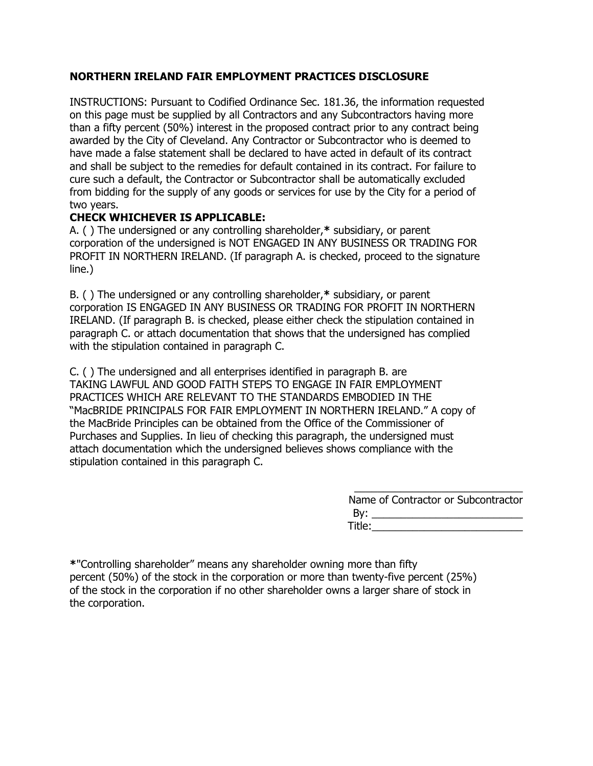**NORTHERN IRELAND FAIR EMPLOYMENT PRACTICES DISCLOSURE**

INSTRUCTIONS: Pursuant to Codified Ordinance Sec. 181.36, the information requested on this page must be supplied by all Contractors and any Subcontractors having more than a fifty percent (50%) interest in the proposed contract prior to any contract being awarded by the City of Cleveland. Any Contractor or Subcontractor who is deemed to have made a false statement shall be declared to have acted in default of its contract and shall be subject to the remedies for default contained in its contract. For failure to cure such a default, the Contractor or Subcontractor shall be automatically excluded from bidding for the supply of any goods or services for use by the City for a period of two years.

**CHECK WHICHEVER IS APPLICABLE:**

A. ( ) The undersigned or any controlling shareholder,**\*** subsidiary, or parent corporation of the undersigned is NOT ENGAGED IN ANY BUSINESS OR TRADING FOR PROFIT IN NORTHERN IRELAND. (If paragraph A. is checked, proceed to the signature line.)

B. ( ) The undersigned or any controlling shareholder,**\*** subsidiary, or parent corporation IS ENGAGED IN ANY BUSINESS OR TRADING FOR PROFIT IN NORTHERN IRELAND. (If paragraph B. is checked, please either check the stipulation contained in paragraph C. or attach documentation that shows that the undersigned has complied with the stipulation contained in paragraph C.

C. ( ) The undersigned and all enterprises identified in paragraph B. are TAKING LAWFUL AND GOOD FAITH STEPS TO ENGAGE IN FAIR EMPLOYMENT PRACTICES WHICH ARE RELEVANT TO THE STANDARDS EMBODIED IN THE "MacBRIDE PRINCIPALS FOR FAIR EMPLOYMENT IN NORTHERN IRELAND." A copy of the MacBride Principles can be obtained from the Office of the Commissioner of Purchases and Supplies. In lieu of checking this paragraph, the undersigned must attach documentation which the undersigned believes shows compliance with the stipulation contained in this paragraph C.

______________________________
Name of Contractor or Subcontractor

By: __________________________

Title:__________________________

**\***"Controlling shareholder" means any shareholder owning more than fifty percent (50%) of the stock in the corporation or more than twenty-five percent (25%) of the stock in the corporation if no other shareholder owns a larger share of stock in the corporation.